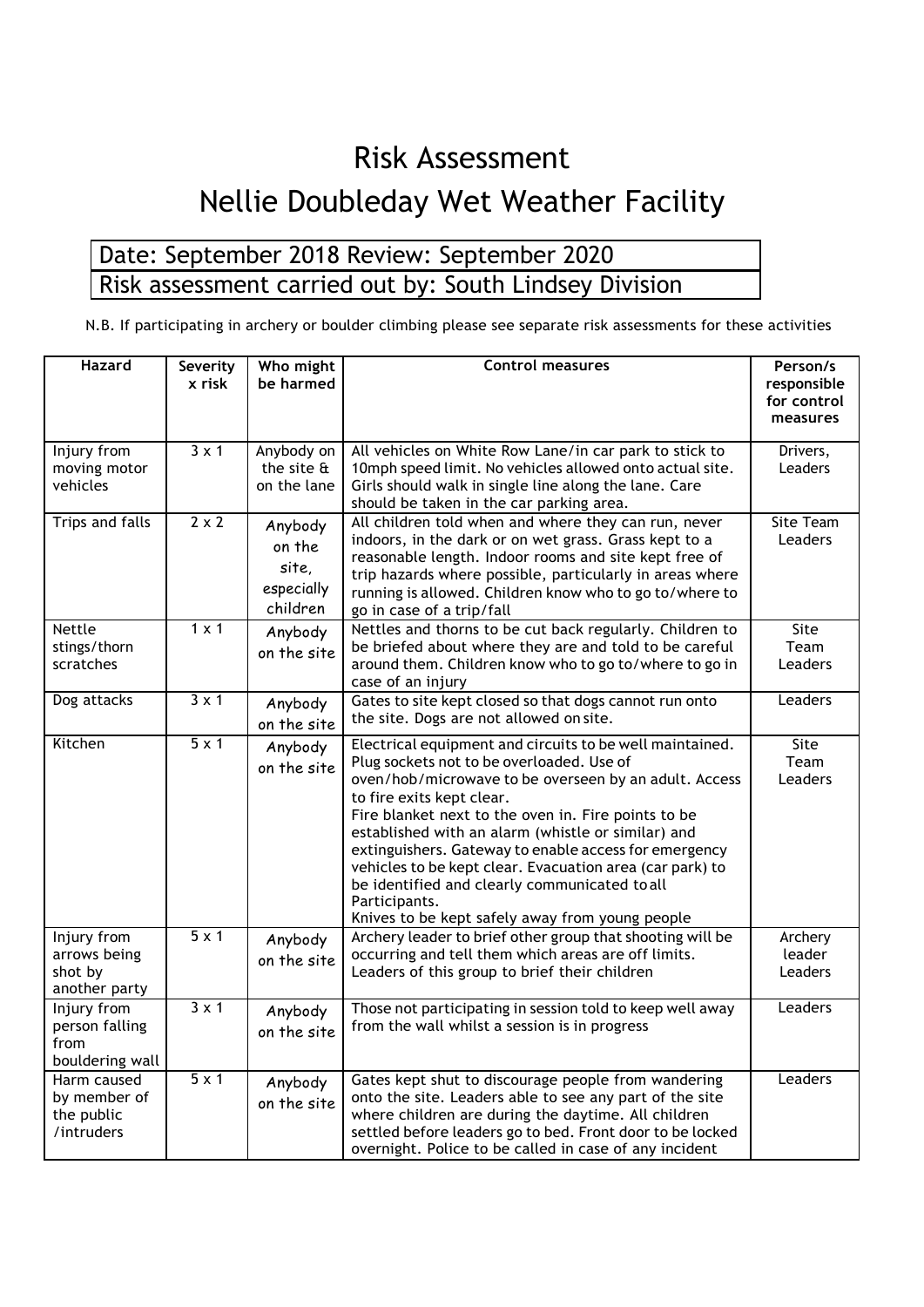# Risk Assessment

# Nellie Doubleday Wet Weather Facility

Date: September 2018 Review: September 2020

Risk assessment carried out by: South Lindsey Division

N.B. If participating in archery or boulder climbing please see separate risk assessments for these activities

| Hazard | Severity x risk | Who might be harmed | Control measures | Person/s responsible for control measures |
|---|---|---|---|---|
| Injury from moving motor vehicles | 3 x 1 | Anybody on the site & on the lane | All vehicles on White Row Lane/in car park to stick to 10mph speed limit. No vehicles allowed onto actual site. Girls should walk in single line along the lane. Care should be taken in the car parking area. | Drivers, Leaders |
| Trips and falls | 2 x 2 | Anybody on the site, especially children | All children told when and where they can run, never indoors, in the dark or on wet grass. Grass kept to a reasonable length. Indoor rooms and site kept free of trip hazards where possible, particularly in areas where running is allowed. Children know who to go to/where to go in case of a trip/fall | Site Team Leaders |
| Nettle stings/thorn scratches | 1 x 1 | Anybody on the site | Nettles and thorns to be cut back regularly. Children to be briefed about where they are and told to be careful around them. Children know who to go to/where to go in case of an injury | Site Team Leaders |
| Dog attacks | 3 x 1 | Anybody on the site | Gates to site kept closed so that dogs cannot run onto the site. Dogs are not allowed on site. | Leaders |
| Kitchen | 5 x 1 | Anybody on the site | Electrical equipment and circuits to be well maintained. Plug sockets not to be overloaded. Use of oven/hob/microwave to be overseen by an adult. Access to fire exits kept clear.<br>Fire blanket next to the oven in. Fire points to be established with an alarm (whistle or similar) and extinguishers. Gateway to enable access for emergency vehicles to be kept clear. Evacuation area (car park) to be identified and clearly communicated to all Participants.<br>Knives to be kept safely away from young people | Site Team Leaders |
| Injury from arrows being shot by another party | 5 x 1 | Anybody on the site | Archery leader to brief other group that shooting will be occurring and tell them which areas are off limits. Leaders of this group to brief their children | Archery leader Leaders |
| Injury from person falling from bouldering wall | 3 x 1 | Anybody on the site | Those not participating in session told to keep well away from the wall whilst a session is in progress | Leaders |
| Harm caused by member of the public /intruders | 5 x 1 | Anybody on the site | Gates kept shut to discourage people from wandering onto the site. Leaders able to see any part of the site where children are during the daytime. All children settled before leaders go to bed. Front door to be locked overnight. Police to be called in case of any incident | Leaders |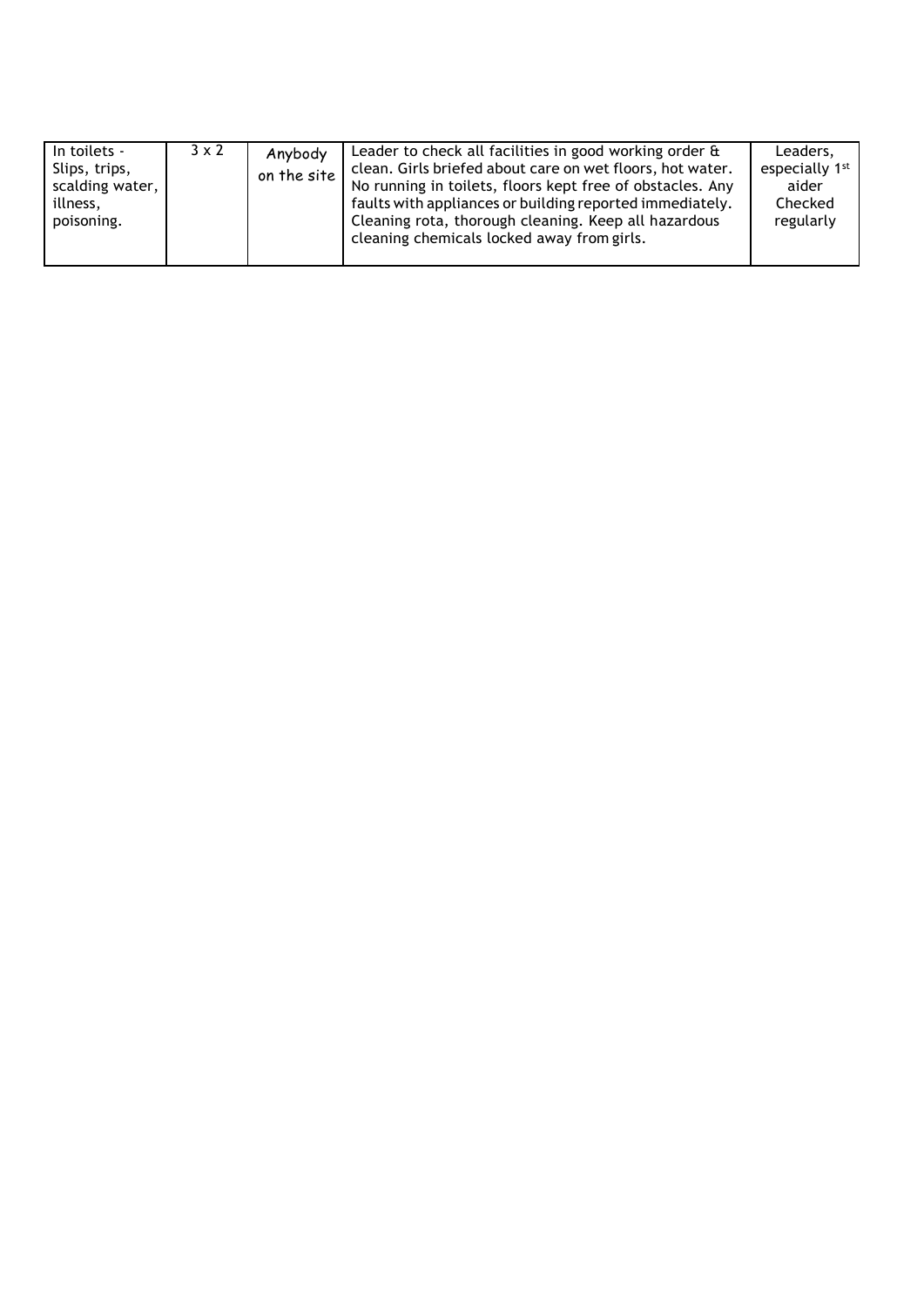| | | | | |
|---|---|---|---|---|
| In toilets - Slips, trips, scalding water, illness, poisoning. | 3 x 2 | Anybody on the site | Leader to check all facilities in good working order & clean. Girls briefed about care on wet floors, hot water. No running in toilets, floors kept free of obstacles. Any faults with appliances or building reported immediately. Cleaning rota, thorough cleaning. Keep all hazardous cleaning chemicals locked away from girls. | Leaders, especially 1st aider Checked regularly |